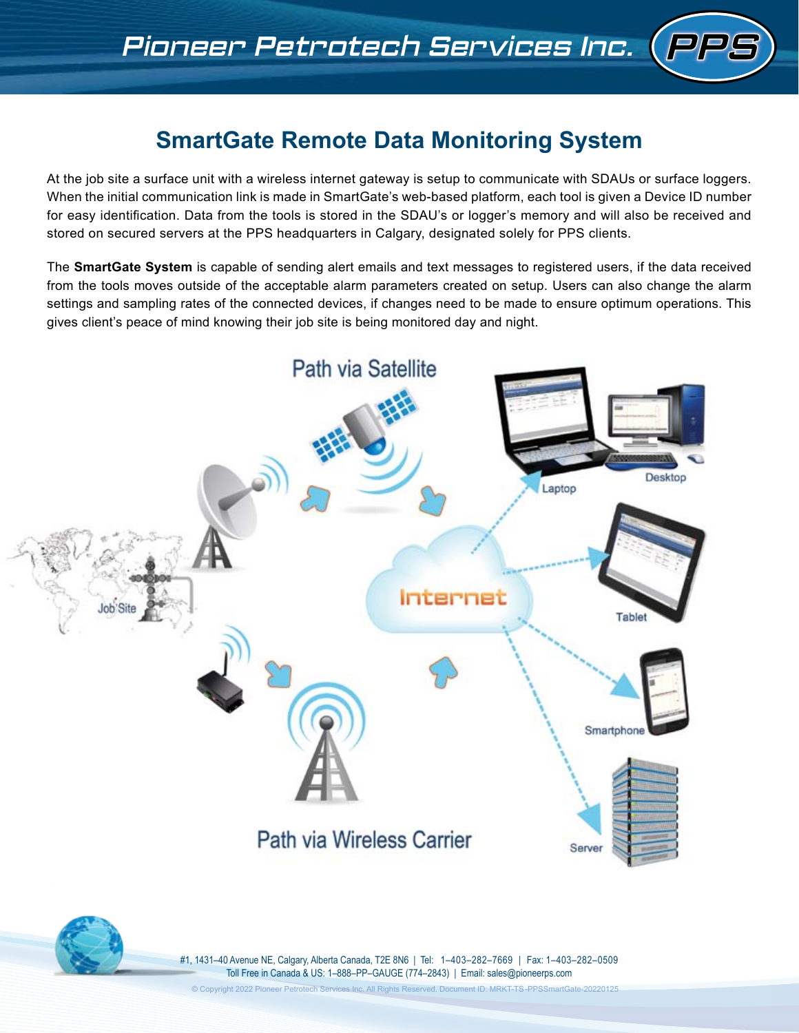# SmartGate Remote Data Monitoring System

At the job site a surface unit with a wireless internet gateway is setup to communicate with SDAUs or surface loggers. When the initial communication link is made in SmartGate's web-based platform, each tool is given a Device ID number for easy identification. Data from the tools is stored in the SDAU's or logger's memory and will also be received and stored on secured servers at the PPS headquarters in Calgary, designated solely for PPS clients.

The **SmartGate System** is capable of sending alert emails and text messages to registered users, if the data received from the tools moves outside of the acceptable alarm parameters created on setup. Users can also change the alarm settings and sampling rates of the connected devices, if changes need to be made to ensure optimum operations. This gives client's peace of mind knowing their job site is being monitored day and night.

Path via Satellite

Job Site

Internet

Laptop

Desktop

Tablet

Smartphone

Server

Path via Wireless Carrier

#1, 1431–40 Avenue NE, Calgary, Alberta Canada, T2E 8N6 | Tel: 1–403–282–7669 | Fax: 1–403–282–0509
Toll Free in Canada & US: 1–888–PP–GAUGE (774–2843) | Email: sales@pioneerps.com

© Copyright 2022 Pioneer Petrotech Services Inc. All Rights Reserved. Document ID: MRKT-TS-PPSSmartGate-20220125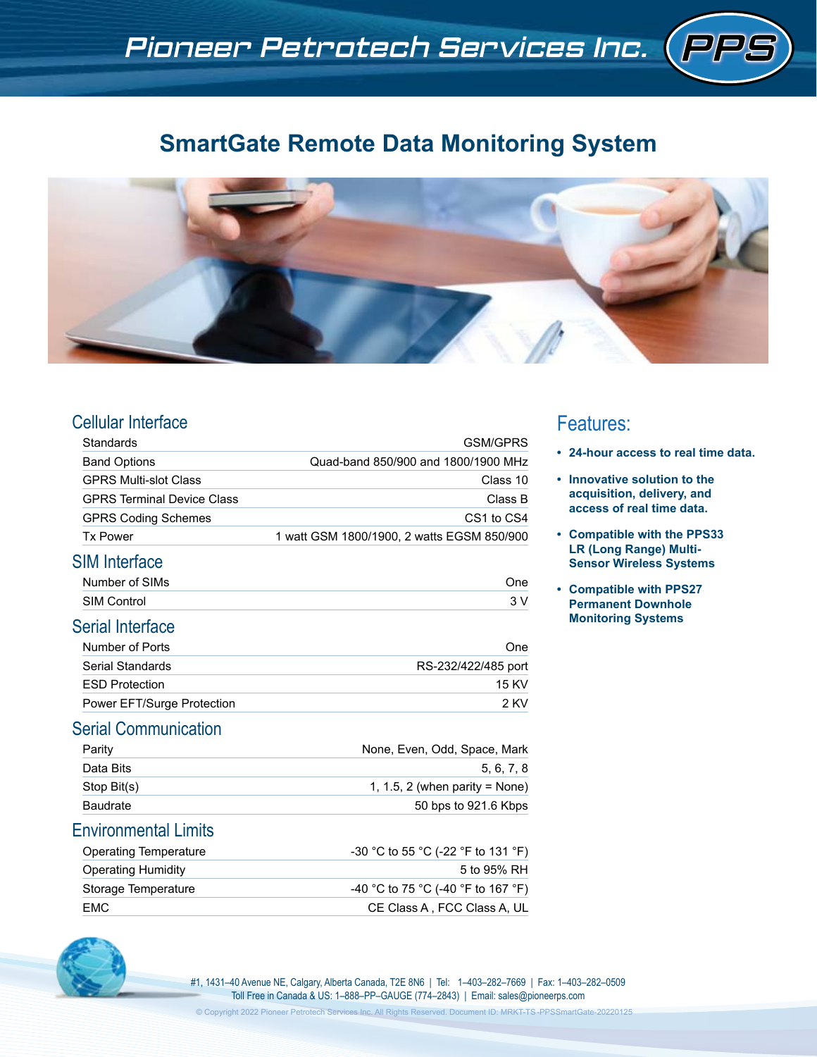# SmartGate Remote Data Monitoring System

## Cellular Interface

| | |
|---|---|
| Standards | GSM/GPRS |
| Band Options | Quad-band 850/900 and 1800/1900 MHz |
| GPRS Multi-slot Class | Class 10 |
| GPRS Terminal Device Class | Class B |
| GPRS Coding Schemes | CS1 to CS4 |
| Tx Power | 1 watt GSM 1800/1900, 2 watts EGSM 850/900 |

## SIM Interface

| | |
|---|---|
| Number of SIMs | One |
| SIM Control | 3 V |

## Serial Interface

| | |
|---|---|
| Number of Ports | One |
| Serial Standards | RS-232/422/485 port |
| ESD Protection | 15 KV |
| Power EFT/Surge Protection | 2 KV |

## Serial Communication

| | |
|---|---|
| Parity | None, Even, Odd, Space, Mark |
| Data Bits | 5, 6, 7, 8 |
| Stop Bit(s) | 1, 1.5, 2 (when parity = None) |
| Baudrate | 50 bps to 921.6 Kbps |

## Environmental Limits

| | |
|---|---|
| Operating Temperature | -30 °C to 55 °C (-22 °F to 131 °F) |
| Operating Humidity | 5 to 95% RH |
| Storage Temperature | -40 °C to 75 °C (-40 °F to 167 °F) |
| EMC | CE Class A , FCC Class A, UL |

## Features:

- **24-hour access to real time data.**
- **Innovative solution to the acquisition, delivery, and access of real time data.**
- **Compatible with the PPS33 LR (Long Range) Multi-Sensor Wireless Systems**
- **Compatible with PPS27 Permanent Downhole Monitoring Systems**

#1, 1431–40 Avenue NE, Calgary, Alberta Canada, T2E 8N6 | Tel: 1–403–282–7669 | Fax: 1–403–282–0509
Toll Free in Canada & US: 1–888–PP–GAUGE (774–2843) | Email: sales@pioneerps.com

© Copyright 2022 Pioneer Petrotech Services Inc. All Rights Reserved. Document ID: MRKT-TS-PPSSmartGate-20220125